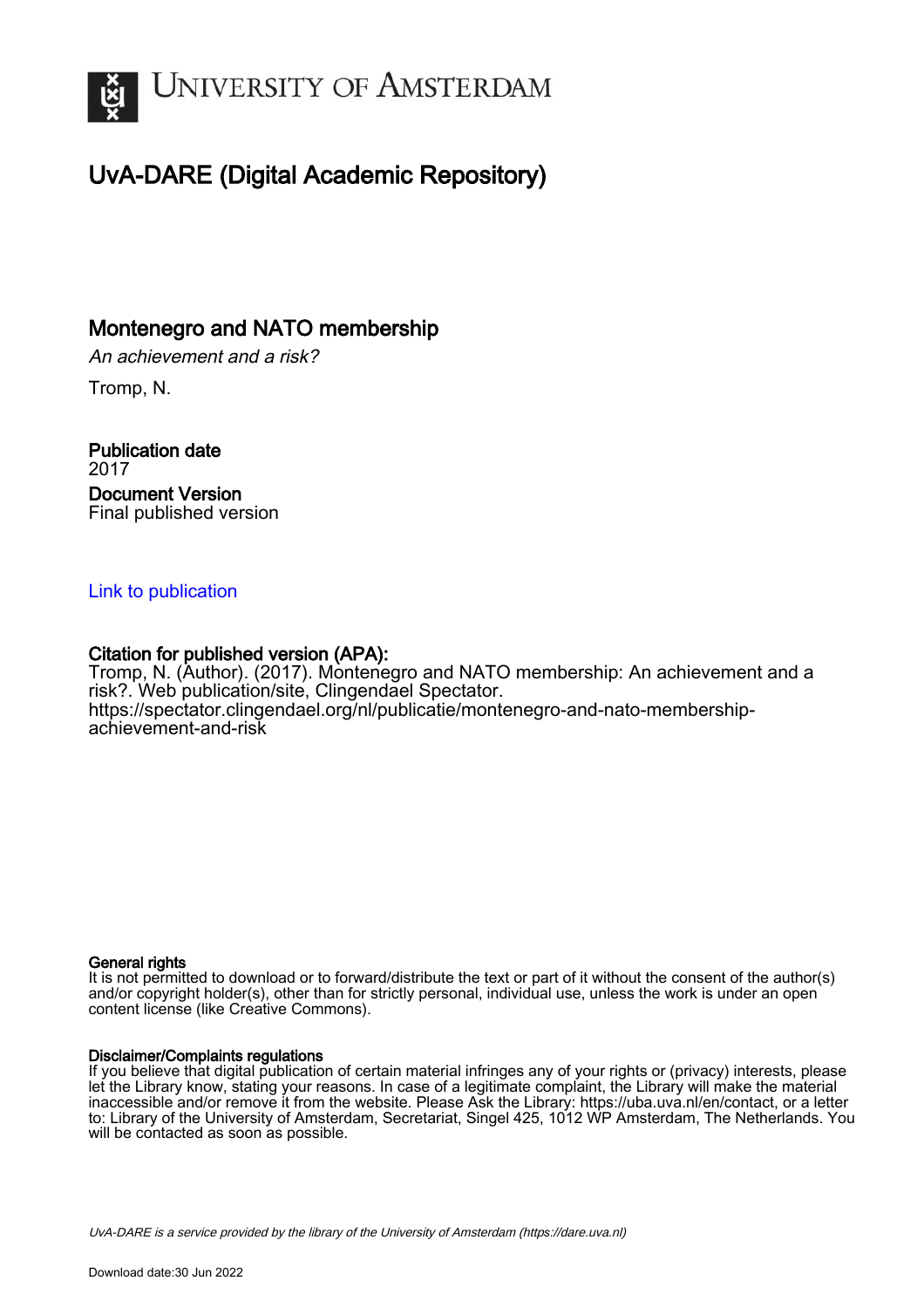UNIVERSITY OF AMSTERDAM

# UvA-DARE (Digital Academic Repository)

## Montenegro and NATO membership

*An achievement and a risk?*

Tromp, N.

**Publication date**
2017

**Document Version**
Final published version

Link to publication

**Citation for published version (APA):**
Tromp, N. (Author). (2017). Montenegro and NATO membership: An achievement and a risk?. Web publication/site, Clingendael Spectator.
https://spectator.clingendael.org/nl/publicatie/montenegro-and-nato-membership-achievement-and-risk

**General rights**
It is not permitted to download or to forward/distribute the text or part of it without the consent of the author(s) and/or copyright holder(s), other than for strictly personal, individual use, unless the work is under an open content license (like Creative Commons).

**Disclaimer/Complaints regulations**
If you believe that digital publication of certain material infringes any of your rights or (privacy) interests, please let the Library know, stating your reasons. In case of a legitimate complaint, the Library will make the material inaccessible and/or remove it from the website. Please Ask the Library: https://uba.uva.nl/en/contact, or a letter to: Library of the University of Amsterdam, Secretariat, Singel 425, 1012 WP Amsterdam, The Netherlands. You will be contacted as soon as possible.

*UvA-DARE is a service provided by the library of the University of Amsterdam (https://dare.uva.nl)*

Download date:30 Jun 2022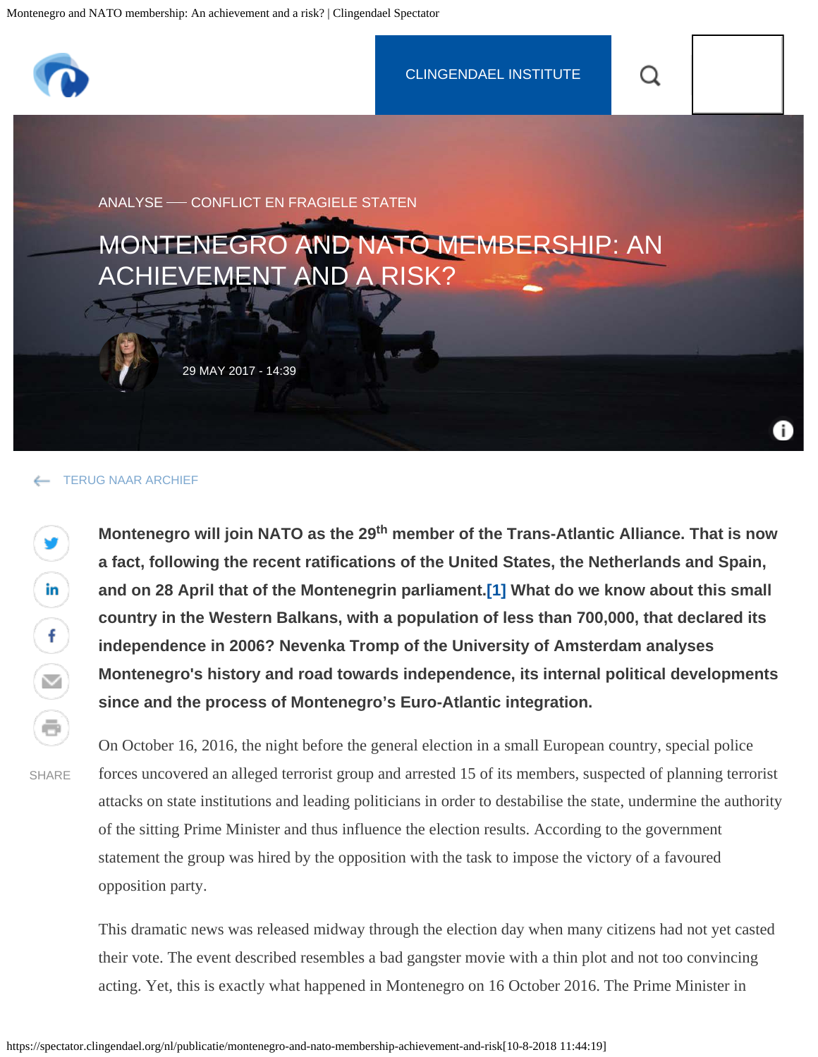ANALYSE — CONFLICT EN FRAGIELE STATEN

# MONTENEGRO AND NATO MEMBERSHIP: AN ACHIEVEMENT AND A RISK?

29 MAY 2017 - 14:39

TERUG NAAR ARCHIEF

**Montenegro will join NATO as the 29th member of the Trans-Atlantic Alliance. That is now a fact, following the recent ratifications of the United States, the Netherlands and Spain, and on 28 April that of the Montenegrin parliament.[1] What do we know about this small country in the Western Balkans, with a population of less than 700,000, that declared its independence in 2006? Nevenka Tromp of the University of Amsterdam analyses Montenegro's history and road towards independence, its internal political developments since and the process of Montenegro's Euro-Atlantic integration.**

On October 16, 2016, the night before the general election in a small European country, special police forces uncovered an alleged terrorist group and arrested 15 of its members, suspected of planning terrorist attacks on state institutions and leading politicians in order to destabilise the state, undermine the authority of the sitting Prime Minister and thus influence the election results. According to the government statement the group was hired by the opposition with the task to impose the victory of a favoured opposition party.

This dramatic news was released midway through the election day when many citizens had not yet casted their vote. The event described resembles a bad gangster movie with a thin plot and not too convincing acting. Yet, this is exactly what happened in Montenegro on 16 October 2016. The Prime Minister in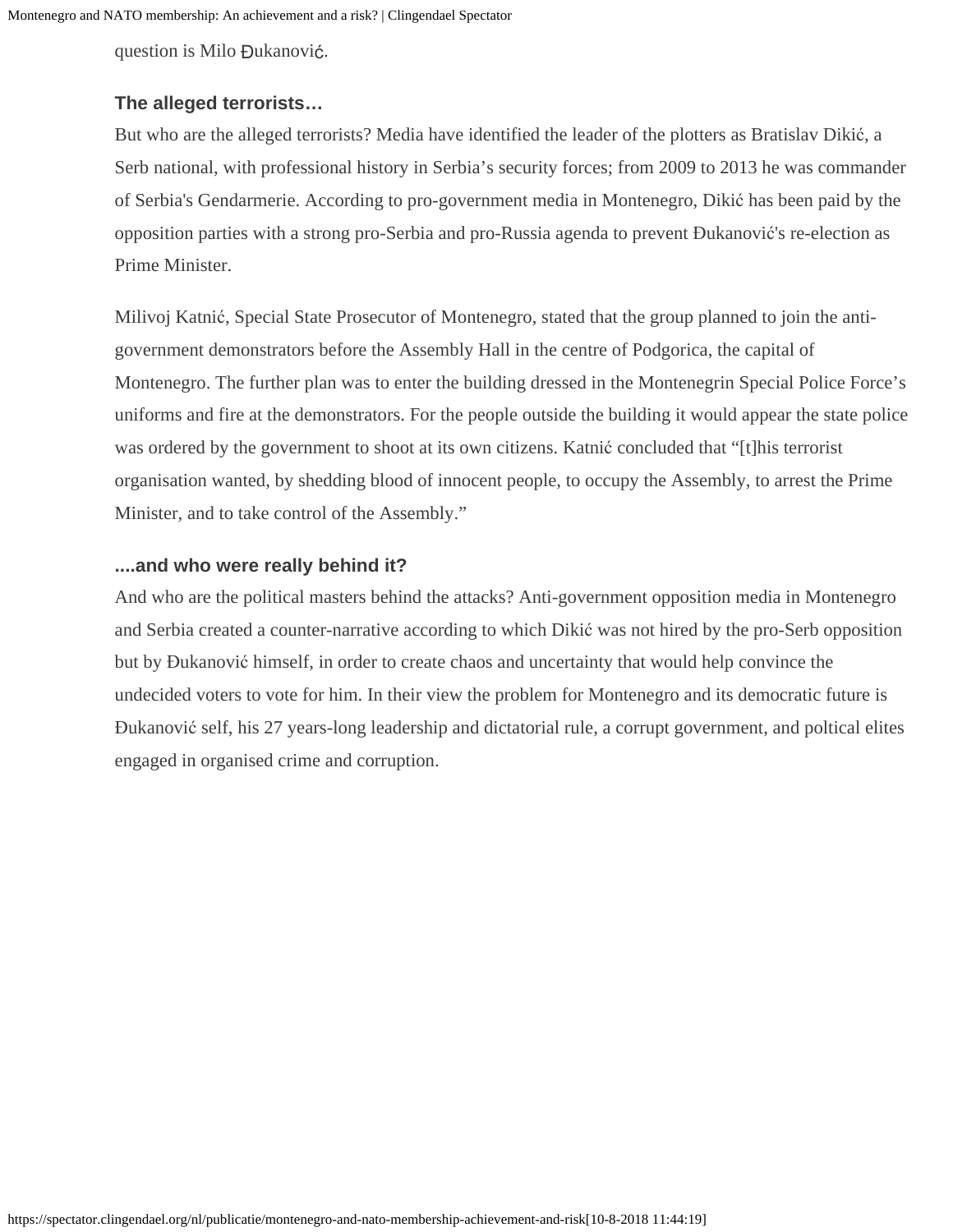question is Milo Đukanović.

### The alleged terrorists…

But who are the alleged terrorists? Media have identified the leader of the plotters as Bratislav Dikić, a Serb national, with professional history in Serbia's security forces; from 2009 to 2013 he was commander of Serbia's Gendarmerie. According to pro-government media in Montenegro, Dikić has been paid by the opposition parties with a strong pro-Serbia and pro-Russia agenda to prevent Đukanović's re-election as Prime Minister.

Milivoj Katnić, Special State Prosecutor of Montenegro, stated that the group planned to join the anti-government demonstrators before the Assembly Hall in the centre of Podgorica, the capital of Montenegro. The further plan was to enter the building dressed in the Montenegrin Special Police Force's uniforms and fire at the demonstrators. For the people outside the building it would appear the state police was ordered by the government to shoot at its own citizens. Katnić concluded that "[t]his terrorist organisation wanted, by shedding blood of innocent people, to occupy the Assembly, to arrest the Prime Minister, and to take control of the Assembly."

### ....and who were really behind it?

And who are the political masters behind the attacks? Anti-government opposition media in Montenegro and Serbia created a counter-narrative according to which Dikić was not hired by the pro-Serb opposition but by Đukanović himself, in order to create chaos and uncertainty that would help convince the undecided voters to vote for him. In their view the problem for Montenegro and its democratic future is Đukanović self, his 27 years-long leadership and dictatorial rule, a corrupt government, and poltical elites engaged in organised crime and corruption.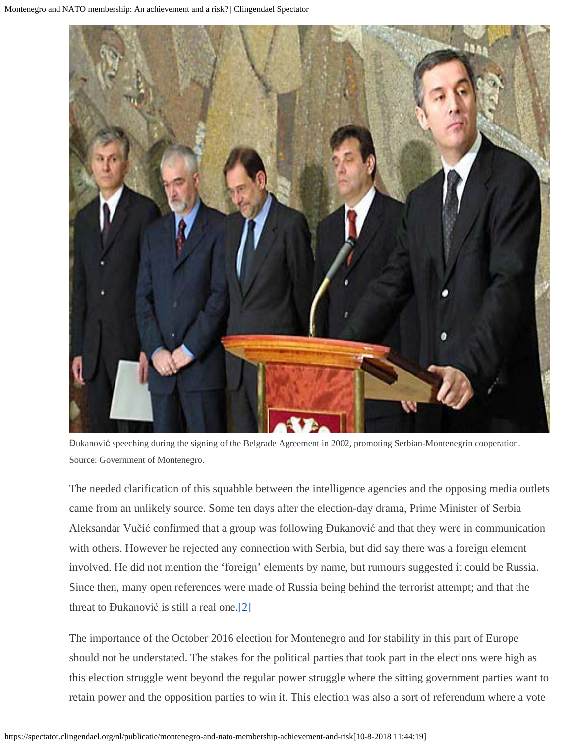Đukanović speeching during the signing of the Belgrade Agreement in 2002, promoting Serbian-Montenegrin cooperation. Source: Government of Montenegro.

The needed clarification of this squabble between the intelligence agencies and the opposing media outlets came from an unlikely source. Some ten days after the election-day drama, Prime Minister of Serbia Aleksandar Vučić confirmed that a group was following Đukanović and that they were in communication with others. However he rejected any connection with Serbia, but did say there was a foreign element involved. He did not mention the 'foreign' elements by name, but rumours suggested it could be Russia. Since then, many open references were made of Russia being behind the terrorist attempt; and that the threat to Đukanović is still a real one.[2]

The importance of the October 2016 election for Montenegro and for stability in this part of Europe should not be understated. The stakes for the political parties that took part in the elections were high as this election struggle went beyond the regular power struggle where the sitting government parties want to retain power and the opposition parties to win it. This election was also a sort of referendum where a vote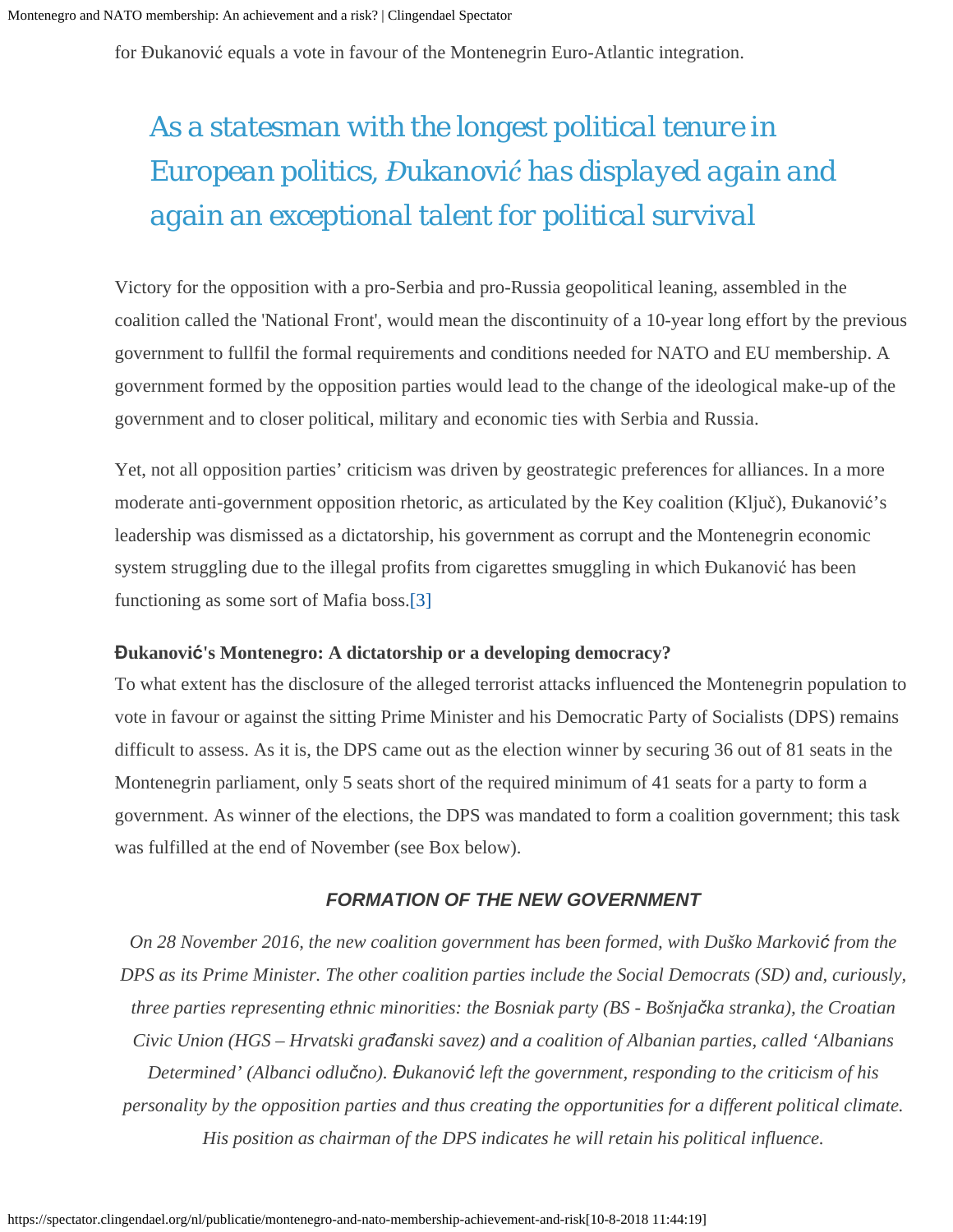for Đukanović equals a vote in favour of the Montenegrin Euro-Atlantic integration.

> As a statesman with the longest political tenure in European politics, *Đukanović* has displayed again and again an exceptional talent for political survival

Victory for the opposition with a pro-Serbia and pro-Russia geopolitical leaning, assembled in the coalition called the 'National Front', would mean the discontinuity of a 10-year long effort by the previous government to fullfil the formal requirements and conditions needed for NATO and EU membership. A government formed by the opposition parties would lead to the change of the ideological make-up of the government and to closer political, military and economic ties with Serbia and Russia.

Yet, not all opposition parties' criticism was driven by geostrategic preferences for alliances. In a more moderate anti-government opposition rhetoric, as articulated by the Key coalition (Ključ), Đukanović's leadership was dismissed as a dictatorship, his government as corrupt and the Montenegrin economic system struggling due to the illegal profits from cigarettes smuggling in which Đukanović has been functioning as some sort of Mafia boss.[3]

**Đukanović's Montenegro: A dictatorship or a developing democracy?**

To what extent has the disclosure of the alleged terrorist attacks influenced the Montenegrin population to vote in favour or against the sitting Prime Minister and his Democratic Party of Socialists (DPS) remains difficult to assess. As it is, the DPS came out as the election winner by securing 36 out of 81 seats in the Montenegrin parliament, only 5 seats short of the required minimum of 41 seats for a party to form a government. As winner of the elections, the DPS was mandated to form a coalition government; this task was fulfilled at the end of November (see Box below).

***FORMATION OF THE NEW GOVERNMENT***

*On 28 November 2016, the new coalition government has been formed, with Duško Marković from the DPS as its Prime Minister. The other coalition parties include the Social Democrats (SD) and, curiously, three parties representing ethnic minorities: the Bosniak party (BS - Bošnjačka stranka), the Croatian Civic Union (HGS – Hrvatski građanski savez) and a coalition of Albanian parties, called 'Albanians Determined' (Albanci odlučno). Đukanović left the government, responding to the criticism of his personality by the opposition parties and thus creating the opportunities for a different political climate. His position as chairman of the DPS indicates he will retain his political influence.*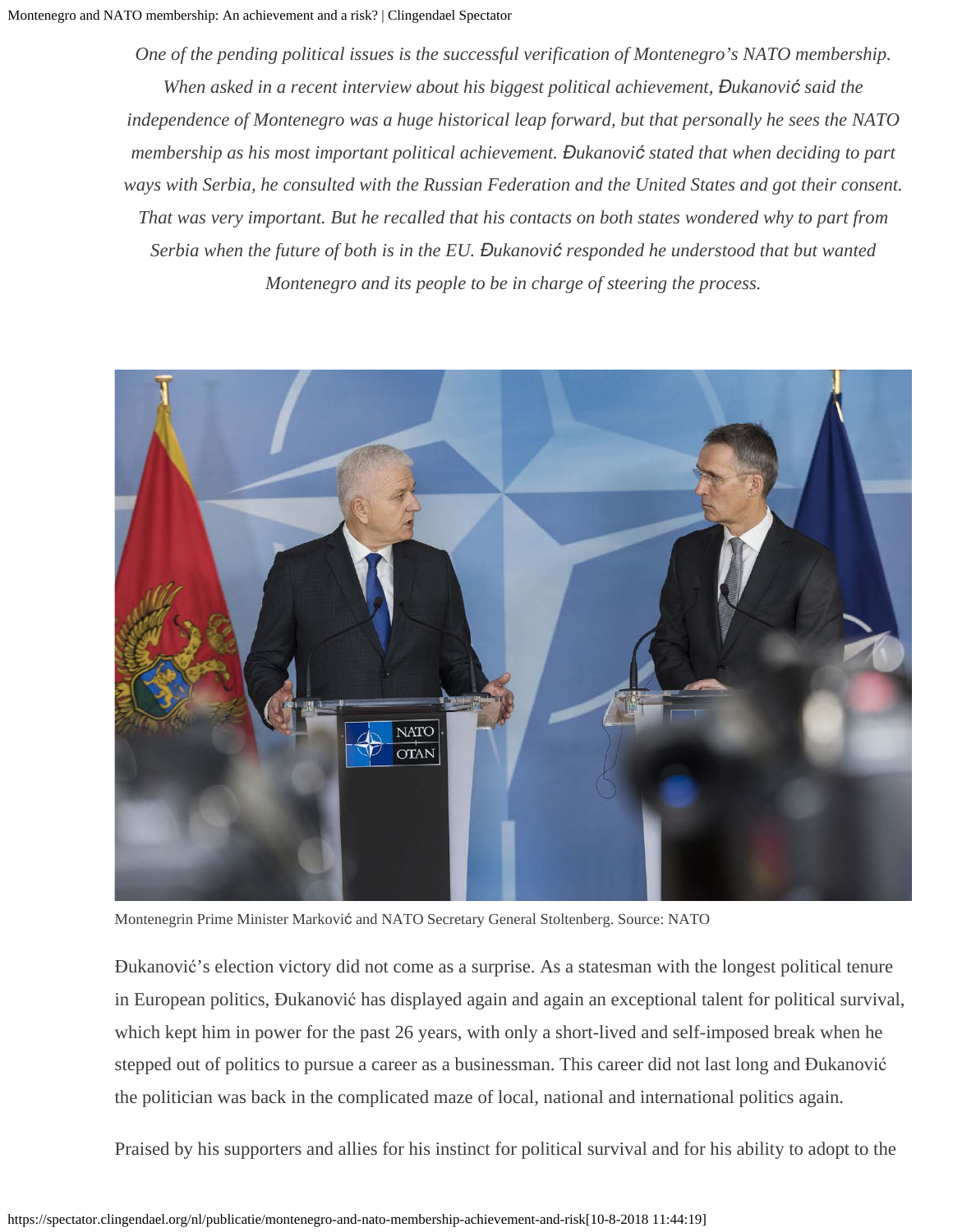*One of the pending political issues is the successful verification of Montenegro's NATO membership. When asked in a recent interview about his biggest political achievement, Đukanović said the independence of Montenegro was a huge historical leap forward, but that personally he sees the NATO membership as his most important political achievement. Đukanović stated that when deciding to part ways with Serbia, he consulted with the Russian Federation and the United States and got their consent. That was very important. But he recalled that his contacts on both states wondered why to part from Serbia when the future of both is in the EU. Đukanović responded he understood that but wanted Montenegro and its people to be in charge of steering the process.*

Montenegrin Prime Minister Marković and NATO Secretary General Stoltenberg. Source: NATO

Đukanović's election victory did not come as a surprise. As a statesman with the longest political tenure in European politics, Đukanović has displayed again and again an exceptional talent for political survival, which kept him in power for the past 26 years, with only a short-lived and self-imposed break when he stepped out of politics to pursue a career as a businessman. This career did not last long and Đukanović the politician was back in the complicated maze of local, national and international politics again.

Praised by his supporters and allies for his instinct for political survival and for his ability to adopt to the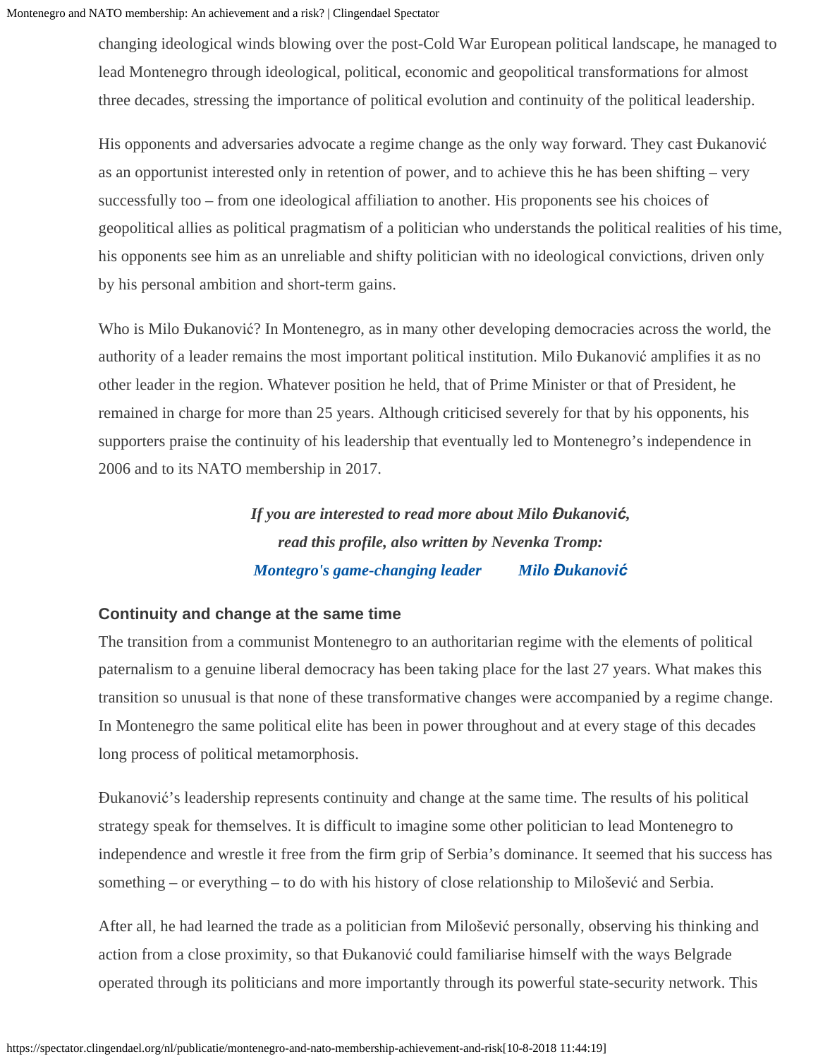changing ideological winds blowing over the post-Cold War European political landscape, he managed to lead Montenegro through ideological, political, economic and geopolitical transformations for almost three decades, stressing the importance of political evolution and continuity of the political leadership.

His opponents and adversaries advocate a regime change as the only way forward. They cast Đukanović as an opportunist interested only in retention of power, and to achieve this he has been shifting – very successfully too – from one ideological affiliation to another. His proponents see his choices of geopolitical allies as political pragmatism of a politician who understands the political realities of his time, his opponents see him as an unreliable and shifty politician with no ideological convictions, driven only by his personal ambition and short-term gains.

Who is Milo Đukanović? In Montenegro, as in many other developing democracies across the world, the authority of a leader remains the most important political institution. Milo Đukanović amplifies it as no other leader in the region. Whatever position he held, that of Prime Minister or that of President, he remained in charge for more than 25 years. Although criticised severely for that by his opponents, his supporters praise the continuity of his leadership that eventually led to Montenegro's independence in 2006 and to its NATO membership in 2017.

***If you are interested to read more about Milo Đukanović, read this profile, also written by Nevenka Tromp:***
***Montegro's game-changing leader Milo Đukanović***

### Continuity and change at the same time

The transition from a communist Montenegro to an authoritarian regime with the elements of political paternalism to a genuine liberal democracy has been taking place for the last 27 years. What makes this transition so unusual is that none of these transformative changes were accompanied by a regime change. In Montenegro the same political elite has been in power throughout and at every stage of this decades long process of political metamorphosis.

Đukanović's leadership represents continuity and change at the same time. The results of his political strategy speak for themselves. It is difficult to imagine some other politician to lead Montenegro to independence and wrestle it free from the firm grip of Serbia's dominance. It seemed that his success has something – or everything – to do with his history of close relationship to Milošević and Serbia.

After all, he had learned the trade as a politician from Milošević personally, observing his thinking and action from a close proximity, so that Đukanović could familiarise himself with the ways Belgrade operated through its politicians and more importantly through its powerful state-security network. This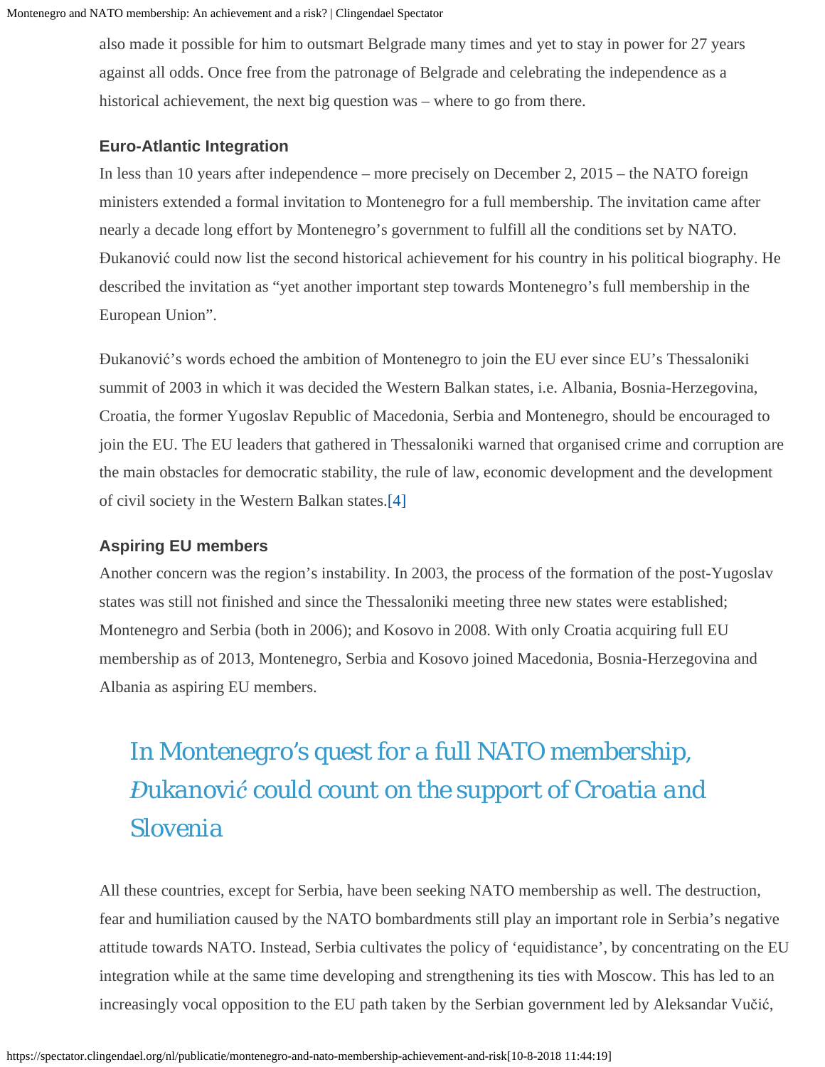also made it possible for him to outsmart Belgrade many times and yet to stay in power for 27 years against all odds. Once free from the patronage of Belgrade and celebrating the independence as a historical achievement, the next big question was – where to go from there.

### Euro-Atlantic Integration

In less than 10 years after independence – more precisely on December 2, 2015 – the NATO foreign ministers extended a formal invitation to Montenegro for a full membership. The invitation came after nearly a decade long effort by Montenegro's government to fulfill all the conditions set by NATO. Đukanović could now list the second historical achievement for his country in his political biography. He described the invitation as "yet another important step towards Montenegro's full membership in the European Union".

Đukanović's words echoed the ambition of Montenegro to join the EU ever since EU's Thessaloniki summit of 2003 in which it was decided the Western Balkan states, i.e. Albania, Bosnia-Herzegovina, Croatia, the former Yugoslav Republic of Macedonia, Serbia and Montenegro, should be encouraged to join the EU. The EU leaders that gathered in Thessaloniki warned that organised crime and corruption are the main obstacles for democratic stability, the rule of law, economic development and the development of civil society in the Western Balkan states.[4]

### Aspiring EU members

Another concern was the region's instability. In 2003, the process of the formation of the post-Yugoslav states was still not finished and since the Thessaloniki meeting three new states were established; Montenegro and Serbia (both in 2006); and Kosovo in 2008. With only Croatia acquiring full EU membership as of 2013, Montenegro, Serbia and Kosovo joined Macedonia, Bosnia-Herzegovina and Albania as aspiring EU members.

> *In Montenegro's quest for a full NATO membership, Đukanović could count on the support of Croatia and Slovenia*

All these countries, except for Serbia, have been seeking NATO membership as well. The destruction, fear and humiliation caused by the NATO bombardments still play an important role in Serbia's negative attitude towards NATO. Instead, Serbia cultivates the policy of 'equidistance', by concentrating on the EU integration while at the same time developing and strengthening its ties with Moscow. This has led to an increasingly vocal opposition to the EU path taken by the Serbian government led by Aleksandar Vučić,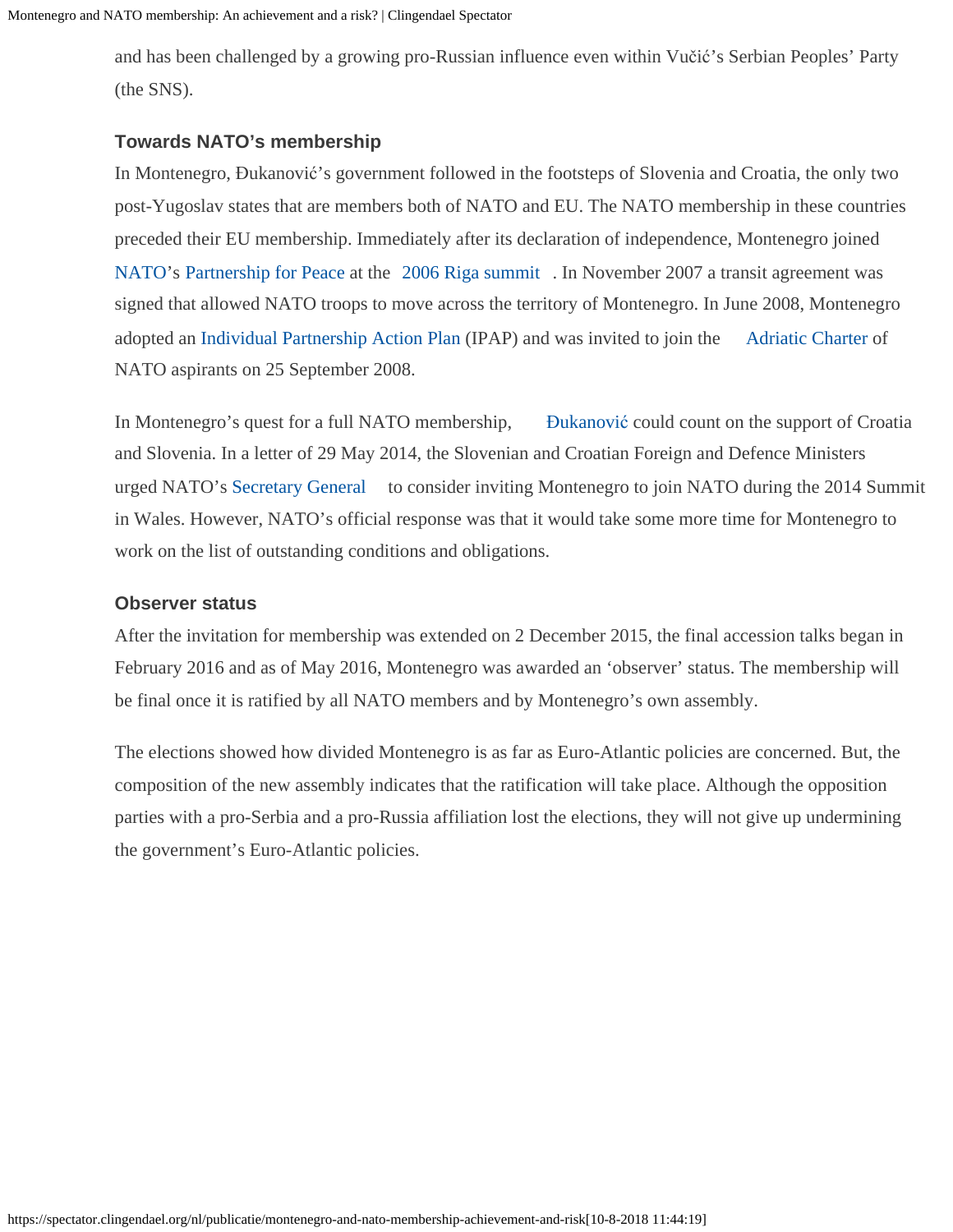and has been challenged by a growing pro-Russian influence even within Vučić's Serbian Peoples' Party (the SNS).

### Towards NATO's membership

In Montenegro, Đukanović's government followed in the footsteps of Slovenia and Croatia, the only two post-Yugoslav states that are members both of NATO and EU. The NATO membership in these countries preceded their EU membership. Immediately after its declaration of independence, Montenegro joined NATO's Partnership for Peace at the 2006 Riga summit. In November 2007 a transit agreement was signed that allowed NATO troops to move across the territory of Montenegro. In June 2008, Montenegro adopted an Individual Partnership Action Plan (IPAP) and was invited to join the Adriatic Charter of NATO aspirants on 25 September 2008.

In Montenegro's quest for a full NATO membership, Đukanović could count on the support of Croatia and Slovenia. In a letter of 29 May 2014, the Slovenian and Croatian Foreign and Defence Ministers urged NATO's Secretary General to consider inviting Montenegro to join NATO during the 2014 Summit in Wales. However, NATO's official response was that it would take some more time for Montenegro to work on the list of outstanding conditions and obligations.

### Observer status

After the invitation for membership was extended on 2 December 2015, the final accession talks began in February 2016 and as of May 2016, Montenegro was awarded an 'observer' status. The membership will be final once it is ratified by all NATO members and by Montenegro's own assembly.

The elections showed how divided Montenegro is as far as Euro-Atlantic policies are concerned. But, the composition of the new assembly indicates that the ratification will take place. Although the opposition parties with a pro-Serbia and a pro-Russia affiliation lost the elections, they will not give up undermining the government's Euro-Atlantic policies.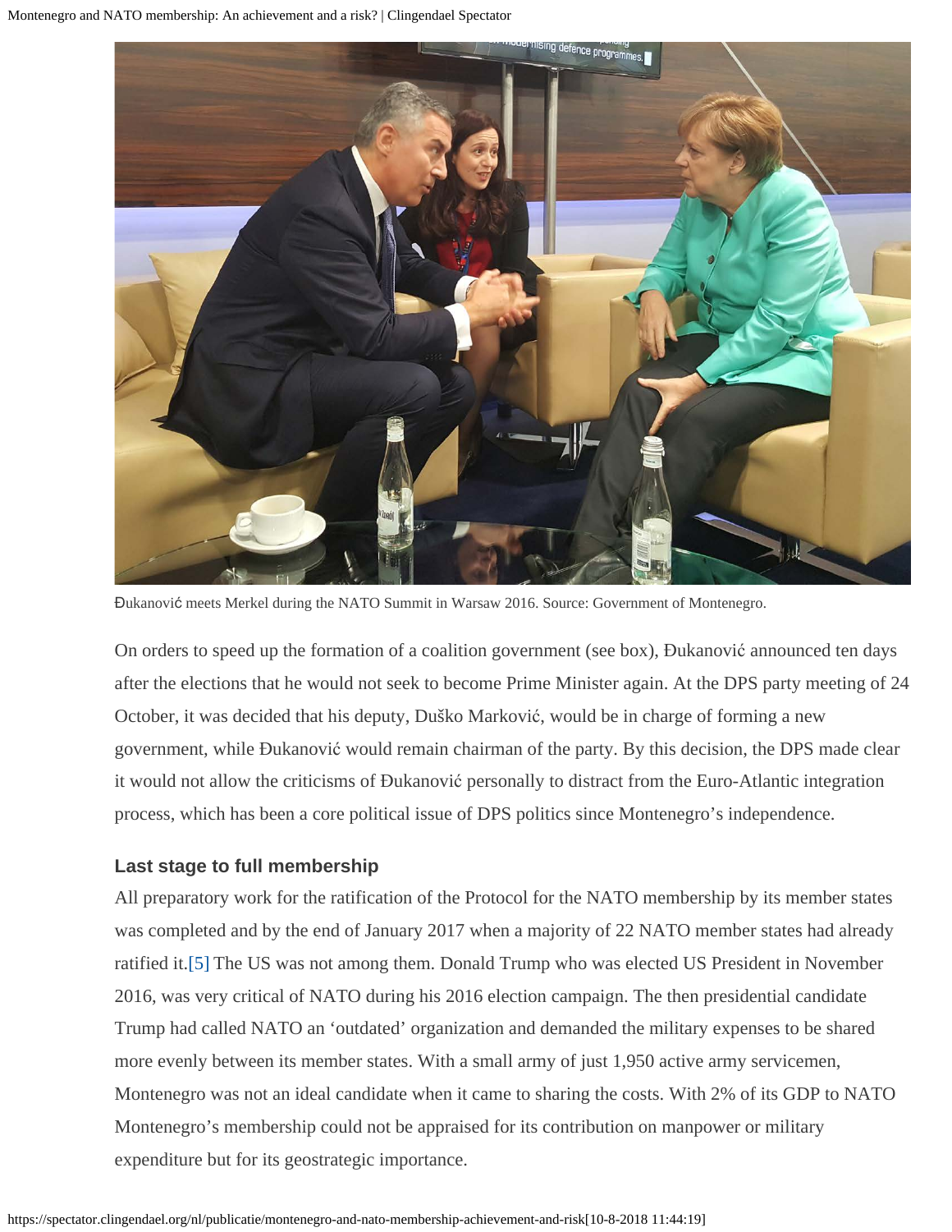Đukanović meets Merkel during the NATO Summit in Warsaw 2016. Source: Government of Montenegro.

On orders to speed up the formation of a coalition government (see box), Đukanović announced ten days after the elections that he would not seek to become Prime Minister again. At the DPS party meeting of 24 October, it was decided that his deputy, Duško Marković, would be in charge of forming a new government, while Đukanović would remain chairman of the party. By this decision, the DPS made clear it would not allow the criticisms of Đukanović personally to distract from the Euro-Atlantic integration process, which has been a core political issue of DPS politics since Montenegro's independence.

### Last stage to full membership

All preparatory work for the ratification of the Protocol for the NATO membership by its member states was completed and by the end of January 2017 when a majority of 22 NATO member states had already ratified it.[5] The US was not among them. Donald Trump who was elected US President in November 2016, was very critical of NATO during his 2016 election campaign. The then presidential candidate Trump had called NATO an 'outdated' organization and demanded the military expenses to be shared more evenly between its member states. With a small army of just 1,950 active army servicemen, Montenegro was not an ideal candidate when it came to sharing the costs. With 2% of its GDP to NATO Montenegro's membership could not be appraised for its contribution on manpower or military expenditure but for its geostrategic importance.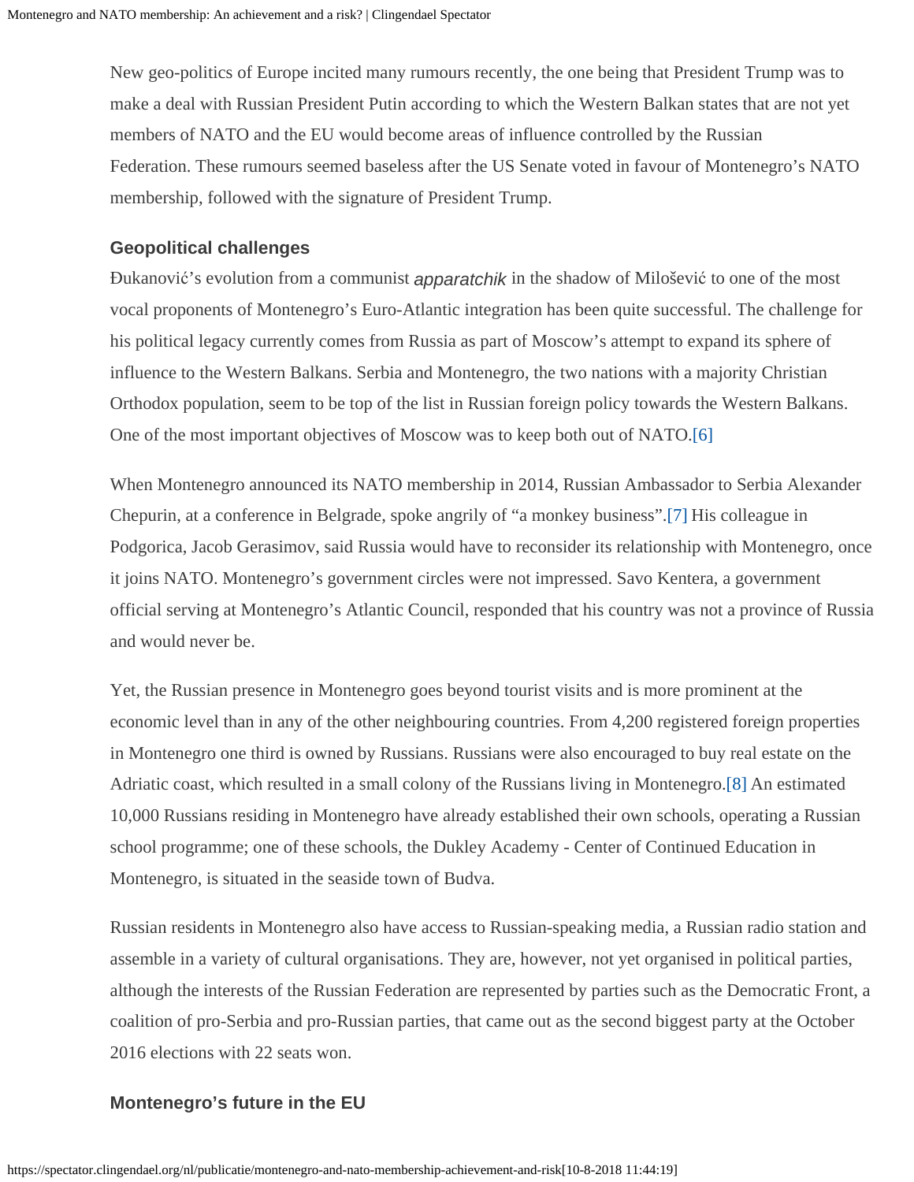New geo-politics of Europe incited many rumours recently, the one being that President Trump was to make a deal with Russian President Putin according to which the Western Balkan states that are not yet members of NATO and the EU would become areas of influence controlled by the Russian Federation. These rumours seemed baseless after the US Senate voted in favour of Montenegro's NATO membership, followed with the signature of President Trump.

### Geopolitical challenges

Đukanović's evolution from a communist *apparatchik* in the shadow of Milošević to one of the most vocal proponents of Montenegro's Euro-Atlantic integration has been quite successful. The challenge for his political legacy currently comes from Russia as part of Moscow's attempt to expand its sphere of influence to the Western Balkans. Serbia and Montenegro, the two nations with a majority Christian Orthodox population, seem to be top of the list in Russian foreign policy towards the Western Balkans. One of the most important objectives of Moscow was to keep both out of NATO.[6]

When Montenegro announced its NATO membership in 2014, Russian Ambassador to Serbia Alexander Chepurin, at a conference in Belgrade, spoke angrily of "a monkey business".[7] His colleague in Podgorica, Jacob Gerasimov, said Russia would have to reconsider its relationship with Montenegro, once it joins NATO. Montenegro's government circles were not impressed. Savo Kentera, a government official serving at Montenegro's Atlantic Council, responded that his country was not a province of Russia and would never be.

Yet, the Russian presence in Montenegro goes beyond tourist visits and is more prominent at the economic level than in any of the other neighbouring countries. From 4,200 registered foreign properties in Montenegro one third is owned by Russians. Russians were also encouraged to buy real estate on the Adriatic coast, which resulted in a small colony of the Russians living in Montenegro.[8] An estimated 10,000 Russians residing in Montenegro have already established their own schools, operating a Russian school programme; one of these schools, the Dukley Academy - Center of Continued Education in Montenegro, is situated in the seaside town of Budva.

Russian residents in Montenegro also have access to Russian-speaking media, a Russian radio station and assemble in a variety of cultural organisations. They are, however, not yet organised in political parties, although the interests of the Russian Federation are represented by parties such as the Democratic Front, a coalition of pro-Serbia and pro-Russian parties, that came out as the second biggest party at the October 2016 elections with 22 seats won.

### Montenegro's future in the EU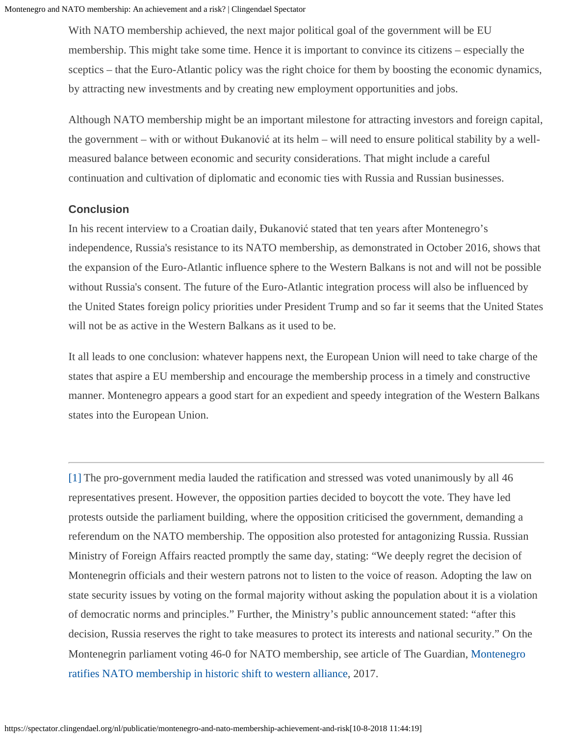With NATO membership achieved, the next major political goal of the government will be EU membership. This might take some time. Hence it is important to convince its citizens – especially the sceptics – that the Euro-Atlantic policy was the right choice for them by boosting the economic dynamics, by attracting new investments and by creating new employment opportunities and jobs.

Although NATO membership might be an important milestone for attracting investors and foreign capital, the government – with or without Đukanović at its helm – will need to ensure political stability by a well-measured balance between economic and security considerations. That might include a careful continuation and cultivation of diplomatic and economic ties with Russia and Russian businesses.

### Conclusion

In his recent interview to a Croatian daily, Đukanović stated that ten years after Montenegro's independence, Russia's resistance to its NATO membership, as demonstrated in October 2016, shows that the expansion of the Euro-Atlantic influence sphere to the Western Balkans is not and will not be possible without Russia's consent. The future of the Euro-Atlantic integration process will also be influenced by the United States foreign policy priorities under President Trump and so far it seems that the United States will not be as active in the Western Balkans as it used to be.

It all leads to one conclusion: whatever happens next, the European Union will need to take charge of the states that aspire a EU membership and encourage the membership process in a timely and constructive manner. Montenegro appears a good start for an expedient and speedy integration of the Western Balkans states into the European Union.

---

[1] The pro-government media lauded the ratification and stressed was voted unanimously by all 46 representatives present. However, the opposition parties decided to boycott the vote. They have led protests outside the parliament building, where the opposition criticised the government, demanding a referendum on the NATO membership. The opposition also protested for antagonizing Russia. Russian Ministry of Foreign Affairs reacted promptly the same day, stating: "We deeply regret the decision of Montenegrin officials and their western patrons not to listen to the voice of reason. Adopting the law on state security issues by voting on the formal majority without asking the population about it is a violation of democratic norms and principles." Further, the Ministry's public announcement stated: "after this decision, Russia reserves the right to take measures to protect its interests and national security." On the Montenegrin parliament voting 46-0 for NATO membership, see article of The Guardian, Montenegro ratifies NATO membership in historic shift to western alliance, 2017.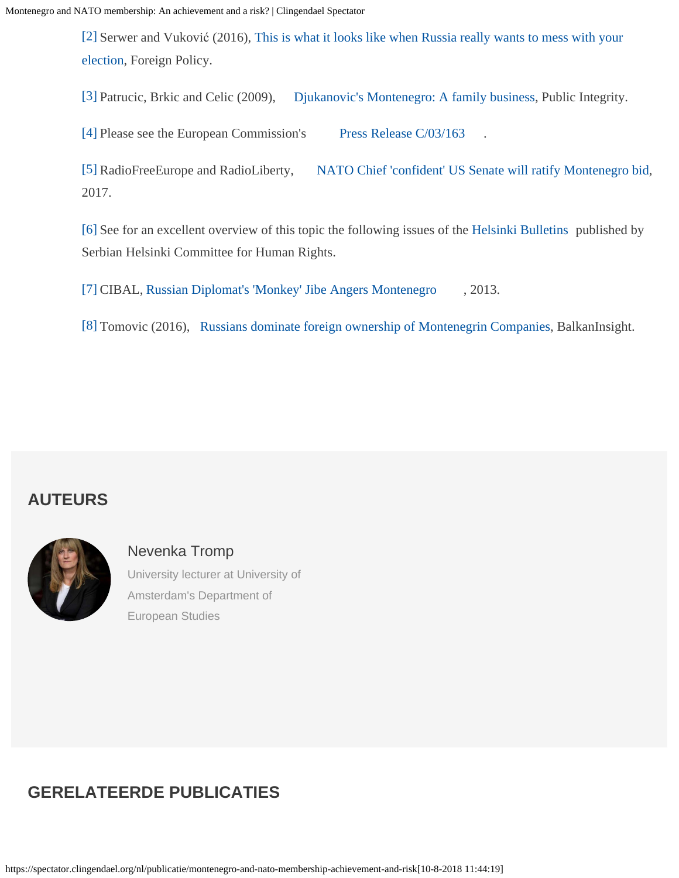[2] Serwer and Vuković (2016), This is what it looks like when Russia really wants to mess with your election, Foreign Policy.

[3] Patrucic, Brkic and Celic (2009), Djukanovic's Montenegro: A family business, Public Integrity.

[4] Please see the European Commission's Press Release C/03/163.

[5] RadioFreeEurope and RadioLiberty, NATO Chief 'confident' US Senate will ratify Montenegro bid, 2017.

[6] See for an excellent overview of this topic the following issues of the Helsinki Bulletins published by Serbian Helsinki Committee for Human Rights.

[7] CIBAL, Russian Diplomat's 'Monkey' Jibe Angers Montenegro, 2013.

[8] Tomovic (2016), Russians dominate foreign ownership of Montenegrin Companies, BalkanInsight.

## AUTEURS

Nevenka Tromp

University lecturer at University of Amsterdam's Department of European Studies

## GERELATEERDE PUBLICATIES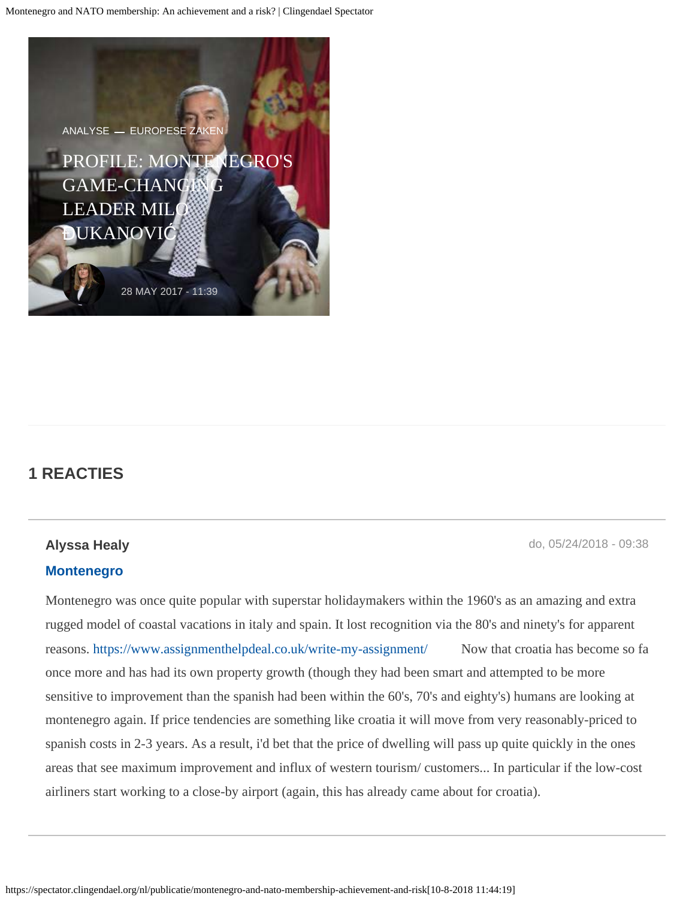ANALYSE — EUROPESE ZAKEN

PROFILE: MONTENEGRO'S GAME-CHANGING LEADER MILO ĐUKANOVIĆ

28 MAY 2017 - 11:39

## 1 REACTIES

**Alyssa Healy**

do, 05/24/2018 - 09:38

**Montenegro**

Montenegro was once quite popular with superstar holidaymakers within the 1960's as an amazing and extra rugged model of coastal vacations in italy and spain. It lost recognition via the 80's and ninety's for apparent reasons. https://www.assignmenthelpdeal.co.uk/write-my-assignment/ Now that croatia has become so fa once more and has had its own property growth (though they had been smart and attempted to be more sensitive to improvement than the spanish had been within the 60's, 70's and eighty's) humans are looking at montenegro again. If price tendencies are something like croatia it will move from very reasonably-priced to spanish costs in 2-3 years. As a result, i'd bet that the price of dwelling will pass up quite quickly in the ones areas that see maximum improvement and influx of western tourism/ customers... In particular if the low-cost airliners start working to a close-by airport (again, this has already came about for croatia).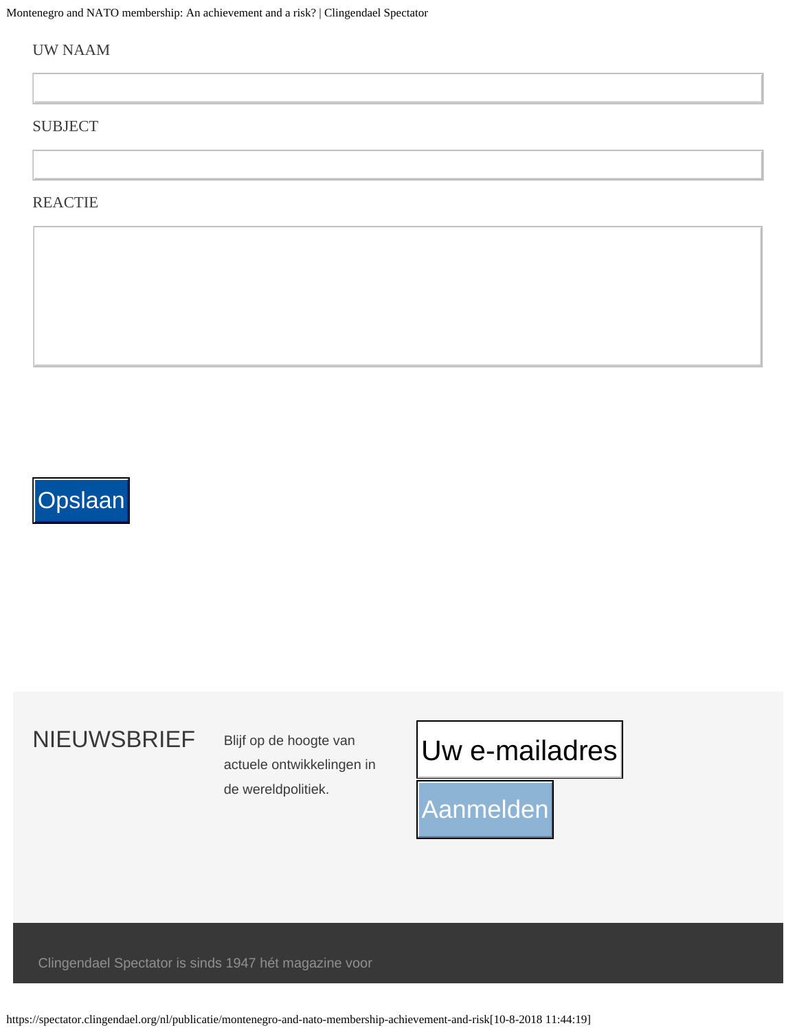UW NAAM

SUBJECT

REACTIE

Opslaan

NIEUWSBRIEF

Blijf op de hoogte van actuele ontwikkelingen in de wereldpolitiek.

Uw e-mailadres

Aanmelden

Clingendael Spectator is sinds 1947 hét magazine voor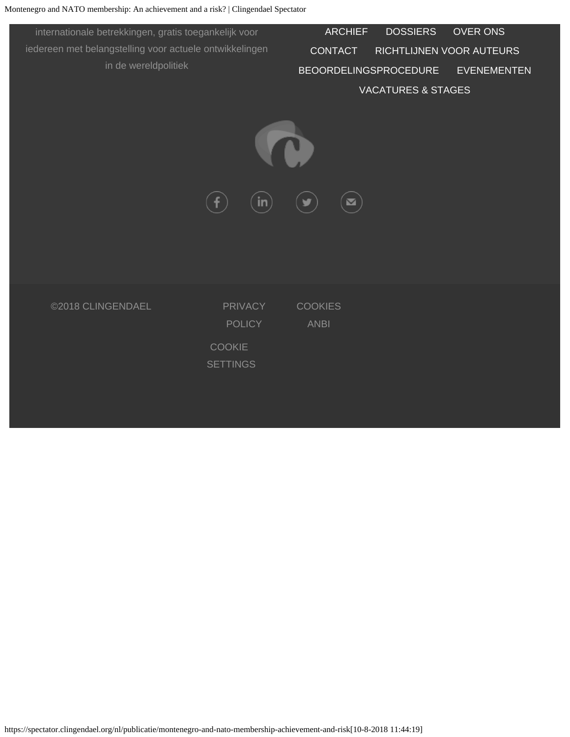internationale betrekkingen, gratis toegankelijk voor iedereen met belangstelling voor actuele ontwikkelingen in de wereldpolitiek

ARCHIEF DOSSIERS OVER ONS
CONTACT RICHTLIJNEN VOOR AUTEURS
BEOORDELINGSPROCEDURE EVENEMENTEN
VACATURES & STAGES

©2018 CLINGENDAEL

PRIVACY POLICY

COOKIES

ANBI

COOKIE SETTINGS